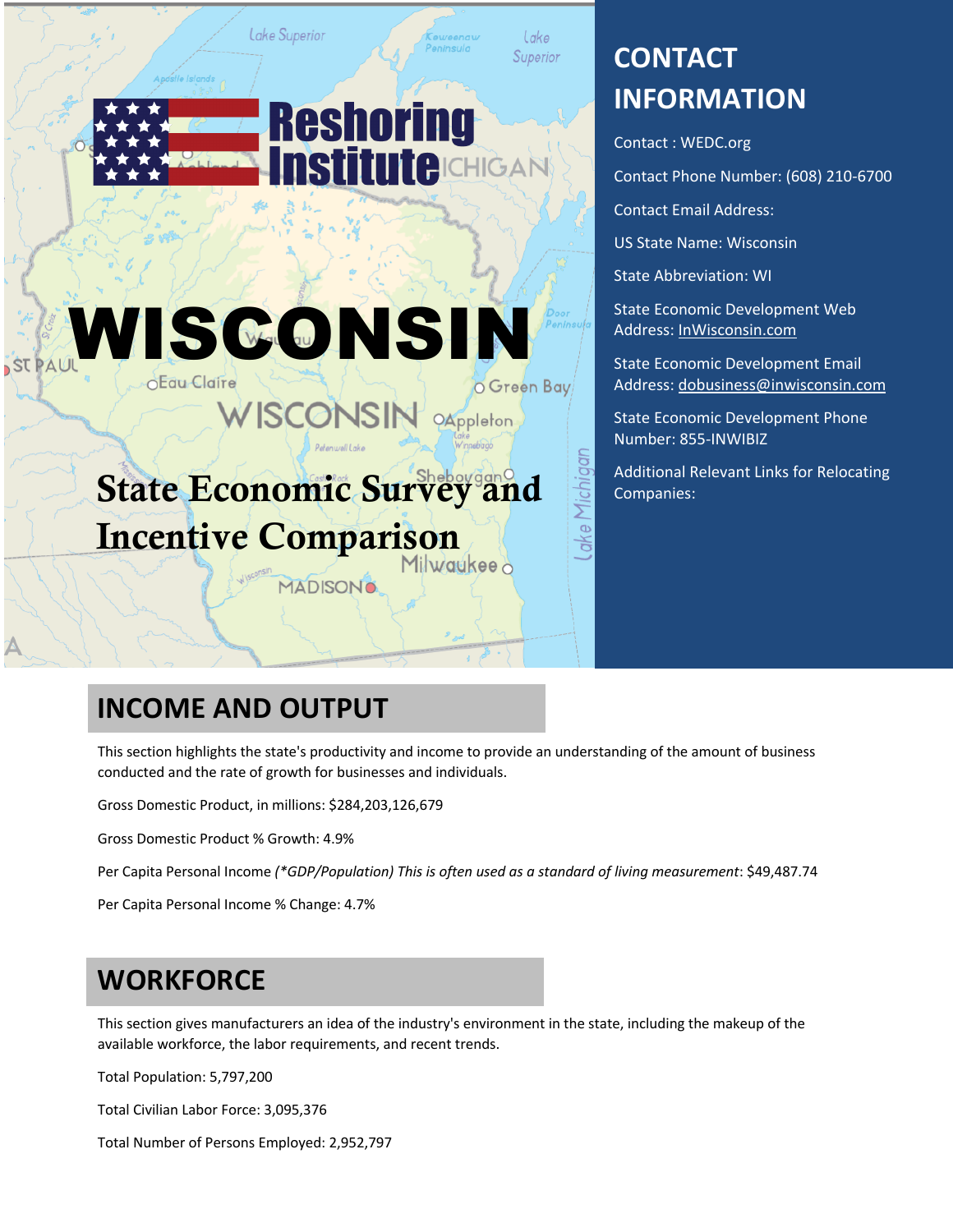Reshoring Institute

# WISCONSIN

## State Economic Survey and Incentive Comparison

## CONTACT INFORMATION

Contact : WEDC.org

Contact Phone Number: (608) 210-6700

Contact Email Address:

US State Name: Wisconsin

State Abbreviation: WI

State Economic Development Web Address: InWisconsin.com

State Economic Development Email Address: dobusiness@inwisconsin.com

State Economic Development Phone Number: 855-INWIBIZ

Additional Relevant Links for Relocating Companies:

## INCOME AND OUTPUT

This section highlights the state's productivity and income to provide an understanding of the amount of business conducted and the rate of growth for businesses and individuals.

Gross Domestic Product, in millions: $284,203,126,679

Gross Domestic Product % Growth: 4.9%

Per Capita Personal Income *(\*GDP/Population) This is often used as a standard of living measurement*: $49,487.74

Per Capita Personal Income % Change: 4.7%

## WORKFORCE

This section gives manufacturers an idea of the industry's environment in the state, including the makeup of the available workforce, the labor requirements, and recent trends.

Total Population: 5,797,200

Total Civilian Labor Force: 3,095,376

Total Number of Persons Employed: 2,952,797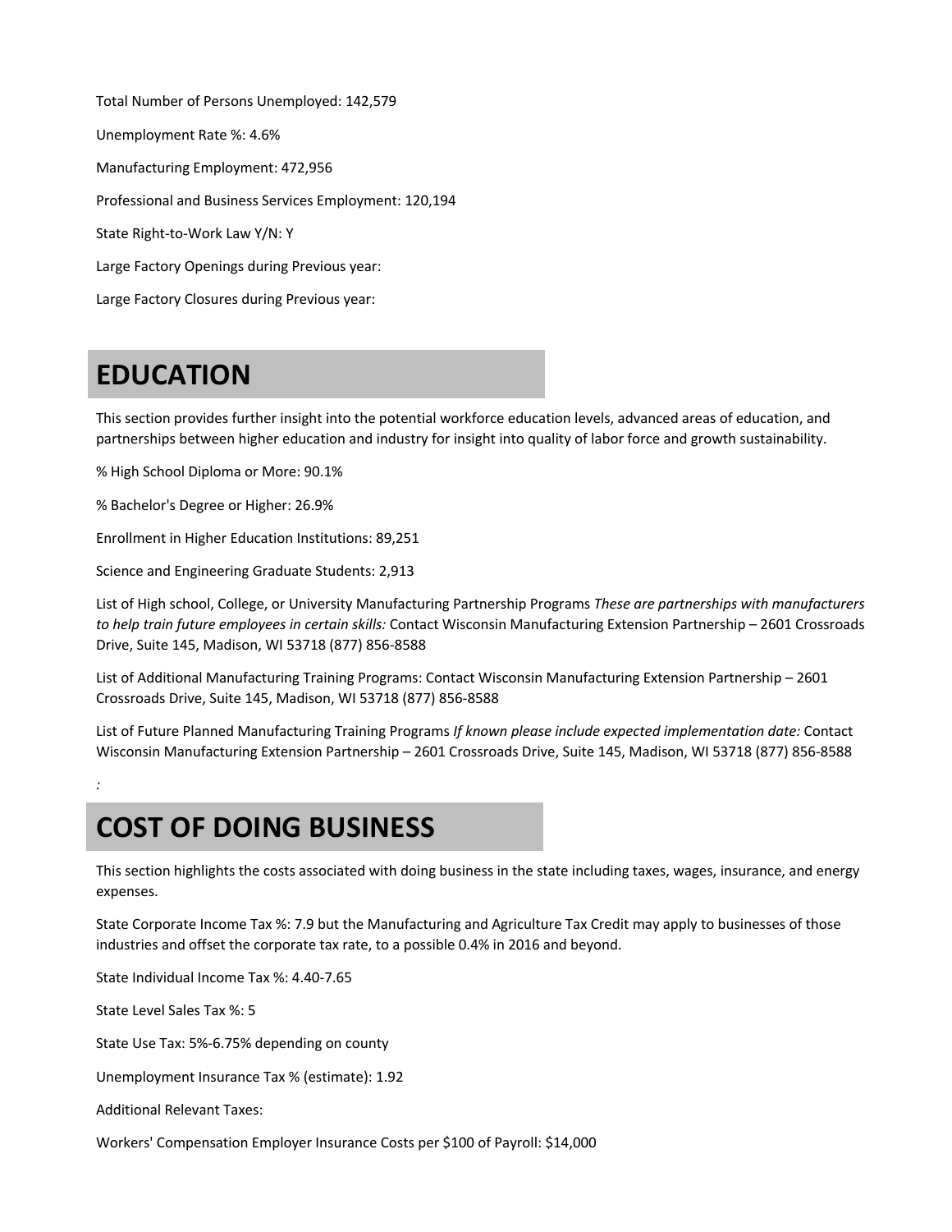Total Number of Persons Unemployed: 142,579

Unemployment Rate %: 4.6%

Manufacturing Employment: 472,956

Professional and Business Services Employment: 120,194

State Right-to-Work Law Y/N: Y

Large Factory Openings during Previous year:

Large Factory Closures during Previous year:

# EDUCATION

This section provides further insight into the potential workforce education levels, advanced areas of education, and partnerships between higher education and industry for insight into quality of labor force and growth sustainability.

% High School Diploma or More: 90.1%

% Bachelor's Degree or Higher: 26.9%

Enrollment in Higher Education Institutions: 89,251

Science and Engineering Graduate Students: 2,913

List of High school, College, or University Manufacturing Partnership Programs *These are partnerships with manufacturers to help train future employees in certain skills:* Contact Wisconsin Manufacturing Extension Partnership – 2601 Crossroads Drive, Suite 145, Madison, WI 53718 (877) 856-8588

List of Additional Manufacturing Training Programs: Contact Wisconsin Manufacturing Extension Partnership – 2601 Crossroads Drive, Suite 145, Madison, WI 53718 (877) 856-8588

List of Future Planned Manufacturing Training Programs *If known please include expected implementation date:* Contact Wisconsin Manufacturing Extension Partnership – 2601 Crossroads Drive, Suite 145, Madison, WI 53718 (877) 856-8588

*:*

# COST OF DOING BUSINESS

This section highlights the costs associated with doing business in the state including taxes, wages, insurance, and energy expenses.

State Corporate Income Tax %: 7.9 but the Manufacturing and Agriculture Tax Credit may apply to businesses of those industries and offset the corporate tax rate, to a possible 0.4% in 2016 and beyond.

State Individual Income Tax %: 4.40-7.65

State Level Sales Tax %: 5

State Use Tax: 5%-6.75% depending on county

Unemployment Insurance Tax % (estimate): 1.92

Additional Relevant Taxes:

Workers' Compensation Employer Insurance Costs per $100 of Payroll: $14,000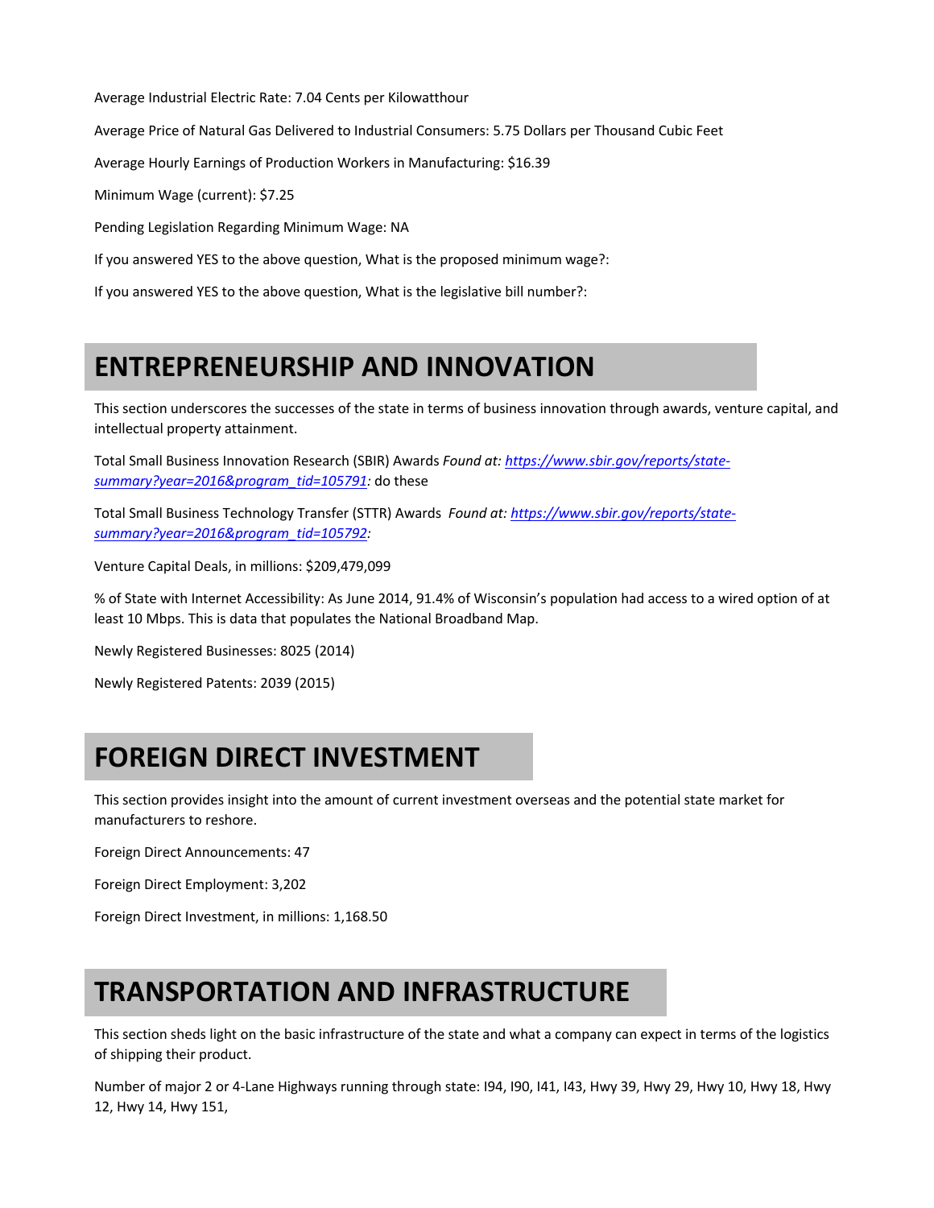Average Industrial Electric Rate: 7.04 Cents per Kilowatthour

Average Price of Natural Gas Delivered to Industrial Consumers: 5.75 Dollars per Thousand Cubic Feet

Average Hourly Earnings of Production Workers in Manufacturing: $16.39

Minimum Wage (current): $7.25

Pending Legislation Regarding Minimum Wage: NA

If you answered YES to the above question, What is the proposed minimum wage?:

If you answered YES to the above question, What is the legislative bill number?:

## ENTREPRENEURSHIP AND INNOVATION

This section underscores the successes of the state in terms of business innovation through awards, venture capital, and intellectual property attainment.

Total Small Business Innovation Research (SBIR) Awards *Found at: [https://www.sbir.gov/reports/state-summary?year=2016&program_tid=105791](https://www.sbir.gov/reports/state-summary?year=2016&program_tid=105791):* do these

Total Small Business Technology Transfer (STTR) Awards *Found at: [https://www.sbir.gov/reports/state-summary?year=2016&program_tid=105792](https://www.sbir.gov/reports/state-summary?year=2016&program_tid=105792):*

Venture Capital Deals, in millions: $209,479,099

% of State with Internet Accessibility: As June 2014, 91.4% of Wisconsin's population had access to a wired option of at least 10 Mbps. This is data that populates the National Broadband Map.

Newly Registered Businesses: 8025 (2014)

Newly Registered Patents: 2039 (2015)

## FOREIGN DIRECT INVESTMENT

This section provides insight into the amount of current investment overseas and the potential state market for manufacturers to reshore.

Foreign Direct Announcements: 47

Foreign Direct Employment: 3,202

Foreign Direct Investment, in millions: 1,168.50

## TRANSPORTATION AND INFRASTRUCTURE

This section sheds light on the basic infrastructure of the state and what a company can expect in terms of the logistics of shipping their product.

Number of major 2 or 4-Lane Highways running through state: I94, I90, I41, I43, Hwy 39, Hwy 29, Hwy 10, Hwy 18, Hwy 12, Hwy 14, Hwy 151,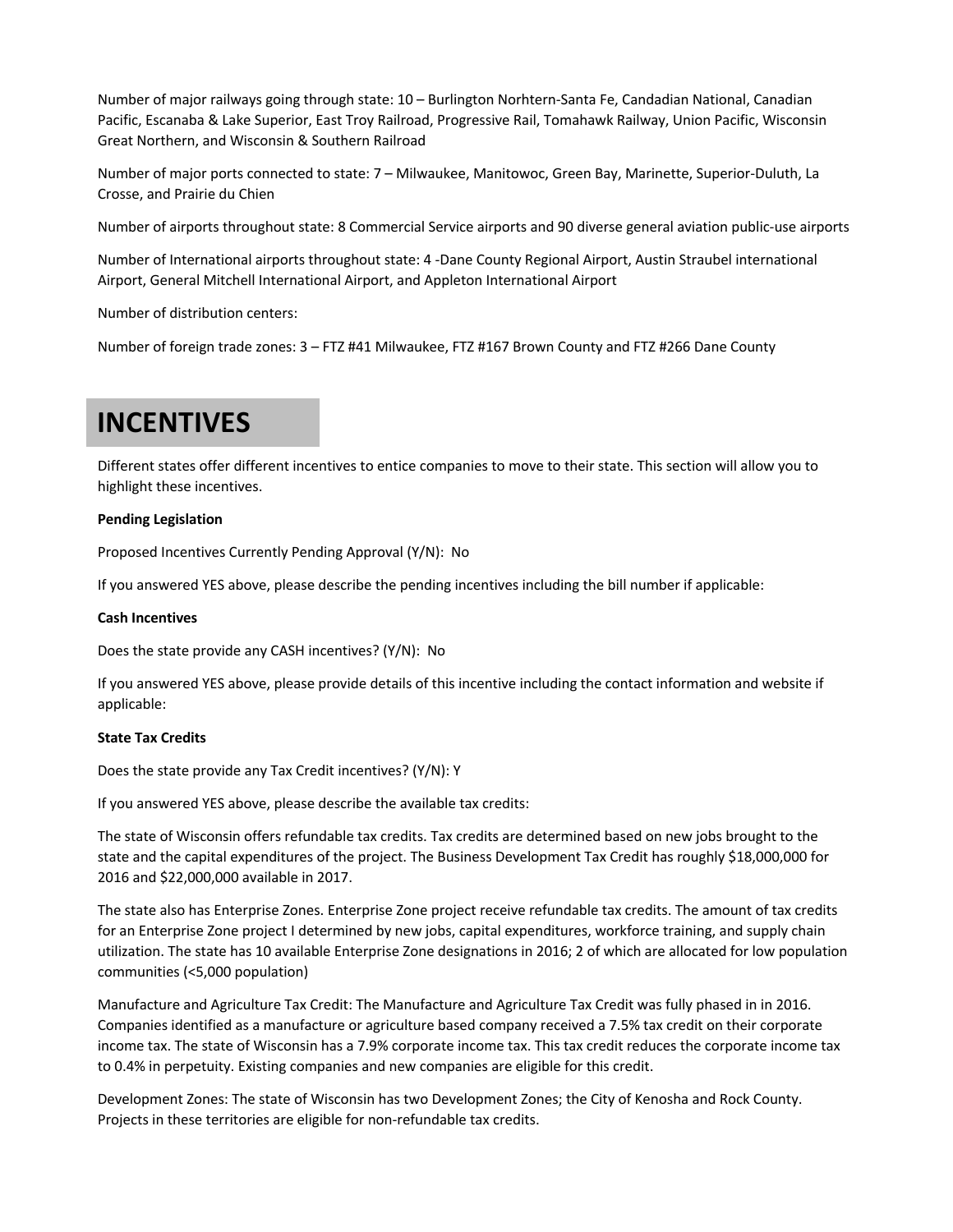Number of major railways going through state: 10 – Burlington Norhtern-Santa Fe, Candadian National, Canadian Pacific, Escanaba & Lake Superior, East Troy Railroad, Progressive Rail, Tomahawk Railway, Union Pacific, Wisconsin Great Northern, and Wisconsin & Southern Railroad

Number of major ports connected to state: 7 – Milwaukee, Manitowoc, Green Bay, Marinette, Superior-Duluth, La Crosse, and Prairie du Chien

Number of airports throughout state: 8 Commercial Service airports and 90 diverse general aviation public-use airports

Number of International airports throughout state: 4 -Dane County Regional Airport, Austin Straubel international Airport, General Mitchell International Airport, and Appleton International Airport

Number of distribution centers:

Number of foreign trade zones: 3 – FTZ #41 Milwaukee, FTZ #167 Brown County and FTZ #266 Dane County

# INCENTIVES

Different states offer different incentives to entice companies to move to their state. This section will allow you to highlight these incentives.

**Pending Legislation**

Proposed Incentives Currently Pending Approval (Y/N): No

If you answered YES above, please describe the pending incentives including the bill number if applicable:

**Cash Incentives**

Does the state provide any CASH incentives? (Y/N): No

If you answered YES above, please provide details of this incentive including the contact information and website if applicable:

**State Tax Credits**

Does the state provide any Tax Credit incentives? (Y/N): Y

If you answered YES above, please describe the available tax credits:

The state of Wisconsin offers refundable tax credits. Tax credits are determined based on new jobs brought to the state and the capital expenditures of the project. The Business Development Tax Credit has roughly $18,000,000 for 2016 and $22,000,000 available in 2017.

The state also has Enterprise Zones. Enterprise Zone project receive refundable tax credits. The amount of tax credits for an Enterprise Zone project I determined by new jobs, capital expenditures, workforce training, and supply chain utilization. The state has 10 available Enterprise Zone designations in 2016; 2 of which are allocated for low population communities (<5,000 population)

Manufacture and Agriculture Tax Credit: The Manufacture and Agriculture Tax Credit was fully phased in in 2016. Companies identified as a manufacture or agriculture based company received a 7.5% tax credit on their corporate income tax. The state of Wisconsin has a 7.9% corporate income tax. This tax credit reduces the corporate income tax to 0.4% in perpetuity. Existing companies and new companies are eligible for this credit.

Development Zones: The state of Wisconsin has two Development Zones; the City of Kenosha and Rock County. Projects in these territories are eligible for non-refundable tax credits.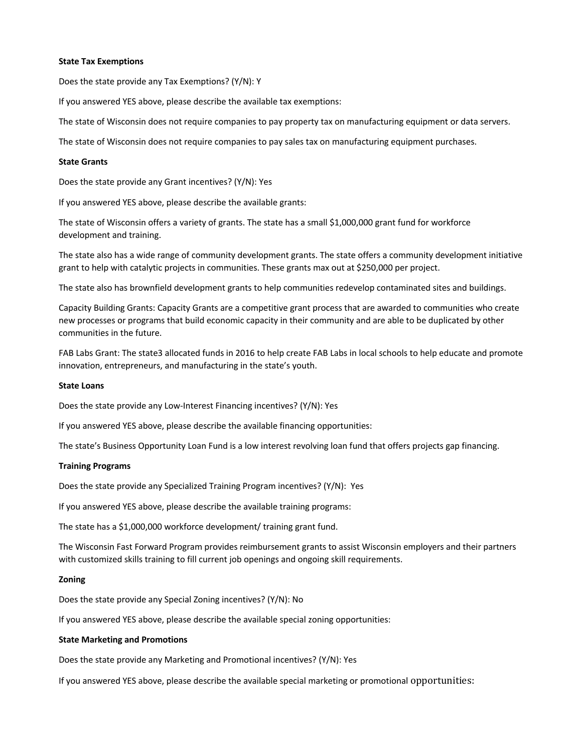**State Tax Exemptions**

Does the state provide any Tax Exemptions? (Y/N): Y

If you answered YES above, please describe the available tax exemptions:

The state of Wisconsin does not require companies to pay property tax on manufacturing equipment or data servers.

The state of Wisconsin does not require companies to pay sales tax on manufacturing equipment purchases.

**State Grants**

Does the state provide any Grant incentives? (Y/N): Yes

If you answered YES above, please describe the available grants:

The state of Wisconsin offers a variety of grants. The state has a small $1,000,000 grant fund for workforce development and training.

The state also has a wide range of community development grants. The state offers a community development initiative grant to help with catalytic projects in communities. These grants max out at $250,000 per project.

The state also has brownfield development grants to help communities redevelop contaminated sites and buildings.

Capacity Building Grants: Capacity Grants are a competitive grant process that are awarded to communities who create new processes or programs that build economic capacity in their community and are able to be duplicated by other communities in the future.

FAB Labs Grant: The state3 allocated funds in 2016 to help create FAB Labs in local schools to help educate and promote innovation, entrepreneurs, and manufacturing in the state's youth.

**State Loans**

Does the state provide any Low-Interest Financing incentives? (Y/N): Yes

If you answered YES above, please describe the available financing opportunities:

The state's Business Opportunity Loan Fund is a low interest revolving loan fund that offers projects gap financing.

**Training Programs**

Does the state provide any Specialized Training Program incentives? (Y/N): Yes

If you answered YES above, please describe the available training programs:

The state has a $1,000,000 workforce development/ training grant fund.

The Wisconsin Fast Forward Program provides reimbursement grants to assist Wisconsin employers and their partners with customized skills training to fill current job openings and ongoing skill requirements.

**Zoning**

Does the state provide any Special Zoning incentives? (Y/N): No

If you answered YES above, please describe the available special zoning opportunities:

**State Marketing and Promotions**

Does the state provide any Marketing and Promotional incentives? (Y/N): Yes

If you answered YES above, please describe the available special marketing or promotional opportunities: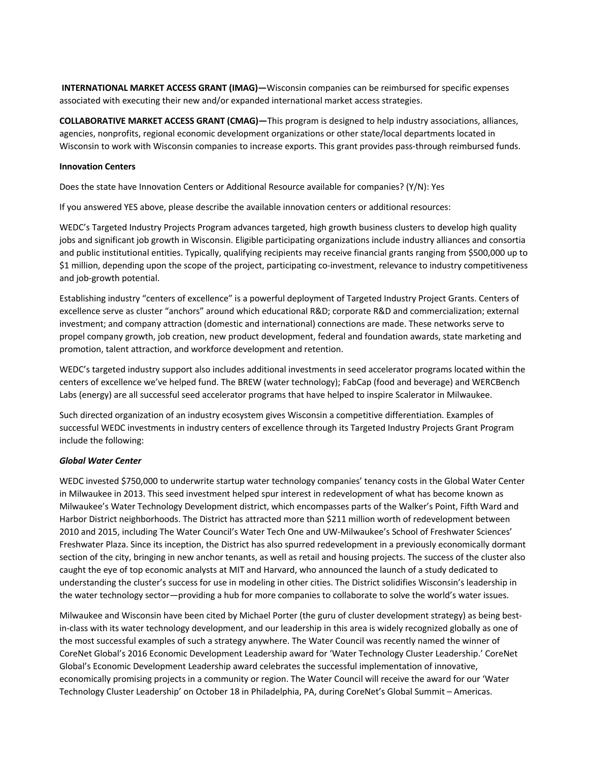**INTERNATIONAL MARKET ACCESS GRANT (IMAG)—**Wisconsin companies can be reimbursed for specific expenses associated with executing their new and/or expanded international market access strategies.

**COLLABORATIVE MARKET ACCESS GRANT (CMAG)—**This program is designed to help industry associations, alliances, agencies, nonprofits, regional economic development organizations or other state/local departments located in Wisconsin to work with Wisconsin companies to increase exports. This grant provides pass-through reimbursed funds.

**Innovation Centers**

Does the state have Innovation Centers or Additional Resource available for companies? (Y/N): Yes

If you answered YES above, please describe the available innovation centers or additional resources:

WEDC's Targeted Industry Projects Program advances targeted, high growth business clusters to develop high quality jobs and significant job growth in Wisconsin. Eligible participating organizations include industry alliances and consortia and public institutional entities. Typically, qualifying recipients may receive financial grants ranging from $500,000 up to $1 million, depending upon the scope of the project, participating co-investment, relevance to industry competitiveness and job-growth potential.

Establishing industry "centers of excellence" is a powerful deployment of Targeted Industry Project Grants. Centers of excellence serve as cluster "anchors" around which educational R&D; corporate R&D and commercialization; external investment; and company attraction (domestic and international) connections are made. These networks serve to propel company growth, job creation, new product development, federal and foundation awards, state marketing and promotion, talent attraction, and workforce development and retention.

WEDC's targeted industry support also includes additional investments in seed accelerator programs located within the centers of excellence we've helped fund. The BREW (water technology); FabCap (food and beverage) and WERCBench Labs (energy) are all successful seed accelerator programs that have helped to inspire Scalerator in Milwaukee.

Such directed organization of an industry ecosystem gives Wisconsin a competitive differentiation. Examples of successful WEDC investments in industry centers of excellence through its Targeted Industry Projects Grant Program include the following:

***Global Water Center***

WEDC invested $750,000 to underwrite startup water technology companies' tenancy costs in the Global Water Center in Milwaukee in 2013. This seed investment helped spur interest in redevelopment of what has become known as Milwaukee's Water Technology Development district, which encompasses parts of the Walker's Point, Fifth Ward and Harbor District neighborhoods. The District has attracted more than $211 million worth of redevelopment between 2010 and 2015, including The Water Council's Water Tech One and UW-Milwaukee's School of Freshwater Sciences' Freshwater Plaza. Since its inception, the District has also spurred redevelopment in a previously economically dormant section of the city, bringing in new anchor tenants, as well as retail and housing projects. The success of the cluster also caught the eye of top economic analysts at MIT and Harvard, who announced the launch of a study dedicated to understanding the cluster's success for use in modeling in other cities. The District solidifies Wisconsin's leadership in the water technology sector—providing a hub for more companies to collaborate to solve the world's water issues.

Milwaukee and Wisconsin have been cited by Michael Porter (the guru of cluster development strategy) as being best-in-class with its water technology development, and our leadership in this area is widely recognized globally as one of the most successful examples of such a strategy anywhere. The Water Council was recently named the winner of CoreNet Global's 2016 Economic Development Leadership award for 'Water Technology Cluster Leadership.' CoreNet Global's Economic Development Leadership award celebrates the successful implementation of innovative, economically promising projects in a community or region. The Water Council will receive the award for our 'Water Technology Cluster Leadership' on October 18 in Philadelphia, PA, during CoreNet's Global Summit – Americas.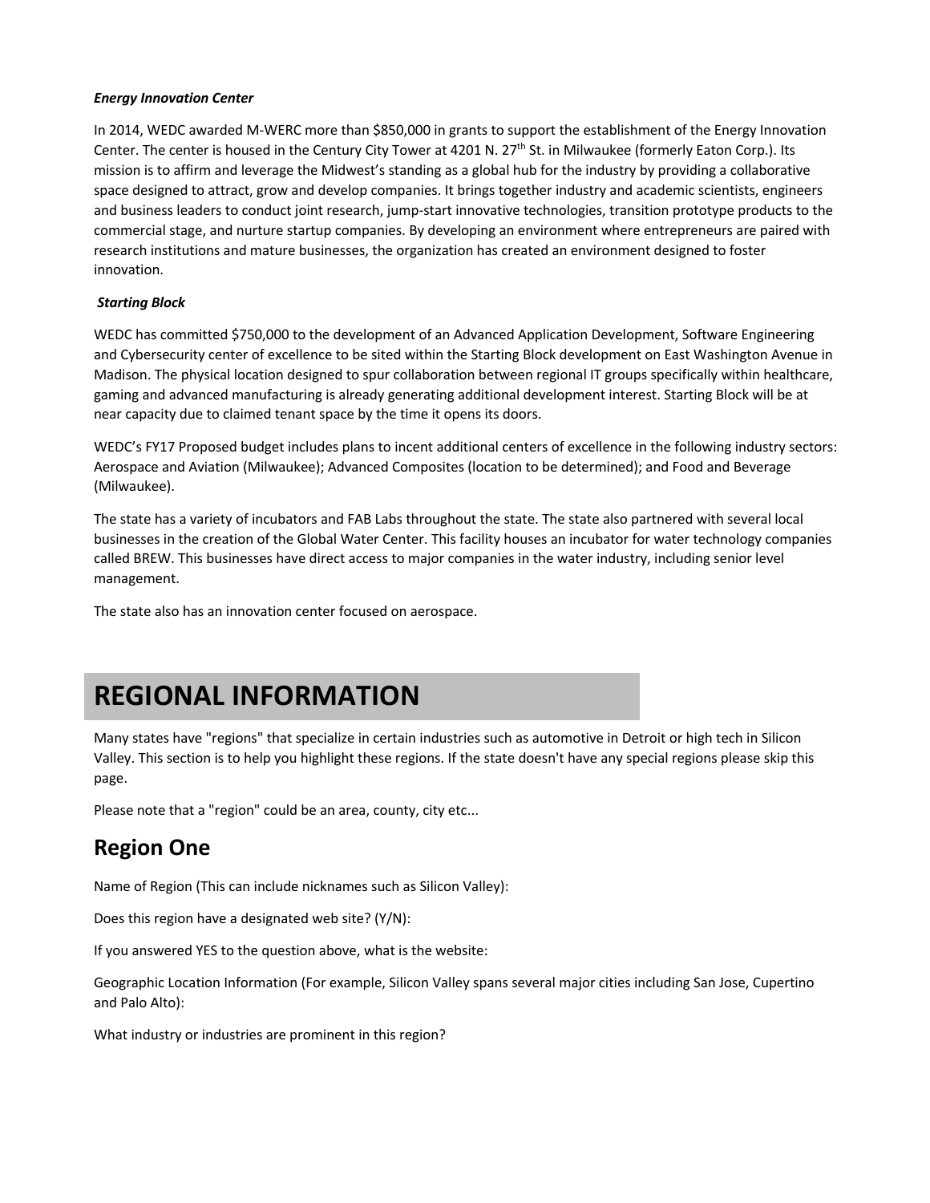***Energy Innovation Center***

In 2014, WEDC awarded M-WERC more than $850,000 in grants to support the establishment of the Energy Innovation Center. The center is housed in the Century City Tower at 4201 N. 27th St. in Milwaukee (formerly Eaton Corp.). Its mission is to affirm and leverage the Midwest's standing as a global hub for the industry by providing a collaborative space designed to attract, grow and develop companies. It brings together industry and academic scientists, engineers and business leaders to conduct joint research, jump-start innovative technologies, transition prototype products to the commercial stage, and nurture startup companies. By developing an environment where entrepreneurs are paired with research institutions and mature businesses, the organization has created an environment designed to foster innovation.

***Starting Block***

WEDC has committed $750,000 to the development of an Advanced Application Development, Software Engineering and Cybersecurity center of excellence to be sited within the Starting Block development on East Washington Avenue in Madison. The physical location designed to spur collaboration between regional IT groups specifically within healthcare, gaming and advanced manufacturing is already generating additional development interest. Starting Block will be at near capacity due to claimed tenant space by the time it opens its doors.

WEDC's FY17 Proposed budget includes plans to incent additional centers of excellence in the following industry sectors: Aerospace and Aviation (Milwaukee); Advanced Composites (location to be determined); and Food and Beverage (Milwaukee).

The state has a variety of incubators and FAB Labs throughout the state. The state also partnered with several local businesses in the creation of the Global Water Center. This facility houses an incubator for water technology companies called BREW. This businesses have direct access to major companies in the water industry, including senior level management.

The state also has an innovation center focused on aerospace.

# REGIONAL INFORMATION

Many states have "regions" that specialize in certain industries such as automotive in Detroit or high tech in Silicon Valley. This section is to help you highlight these regions. If the state doesn't have any special regions please skip this page.

Please note that a "region" could be an area, county, city etc...

## Region One

Name of Region (This can include nicknames such as Silicon Valley):

Does this region have a designated web site? (Y/N):

If you answered YES to the question above, what is the website:

Geographic Location Information (For example, Silicon Valley spans several major cities including San Jose, Cupertino and Palo Alto):

What industry or industries are prominent in this region?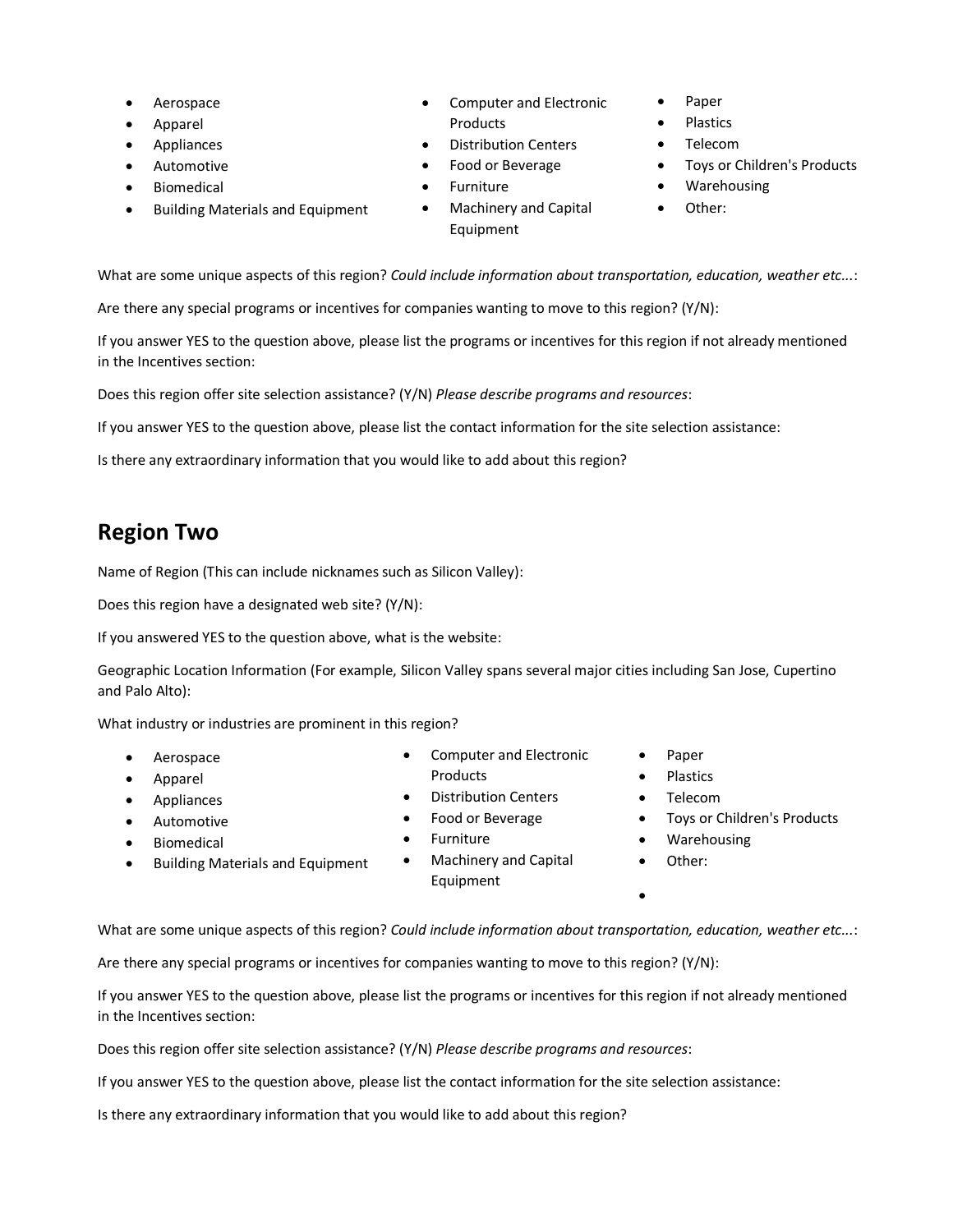- Aerospace
- Apparel
- Appliances
- Automotive
- Biomedical
- Building Materials and Equipment
- Computer and Electronic Products
- Distribution Centers
- Food or Beverage
- Furniture
- Machinery and Capital Equipment
- Paper
- Plastics
- Telecom
- Toys or Children's Products
- Warehousing
- Other:

What are some unique aspects of this region? *Could include information about transportation, education, weather etc...*:

Are there any special programs or incentives for companies wanting to move to this region? (Y/N):

If you answer YES to the question above, please list the programs or incentives for this region if not already mentioned in the Incentives section:

Does this region offer site selection assistance? (Y/N) *Please describe programs and resources*:

If you answer YES to the question above, please list the contact information for the site selection assistance:

Is there any extraordinary information that you would like to add about this region?

## Region Two

Name of Region (This can include nicknames such as Silicon Valley):

Does this region have a designated web site? (Y/N):

If you answered YES to the question above, what is the website:

Geographic Location Information (For example, Silicon Valley spans several major cities including San Jose, Cupertino and Palo Alto):

What industry or industries are prominent in this region?

- Aerospace
- Apparel
- Appliances
- Automotive
- Biomedical
- Building Materials and Equipment
- Computer and Electronic Products
- Distribution Centers
- Food or Beverage
- Furniture
- Machinery and Capital Equipment
- Paper
- Plastics
- Telecom
- Toys or Children's Products
- Warehousing
- Other:

What are some unique aspects of this region? *Could include information about transportation, education, weather etc...*:

Are there any special programs or incentives for companies wanting to move to this region? (Y/N):

If you answer YES to the question above, please list the programs or incentives for this region if not already mentioned in the Incentives section:

Does this region offer site selection assistance? (Y/N) *Please describe programs and resources*:

If you answer YES to the question above, please list the contact information for the site selection assistance:

Is there any extraordinary information that you would like to add about this region?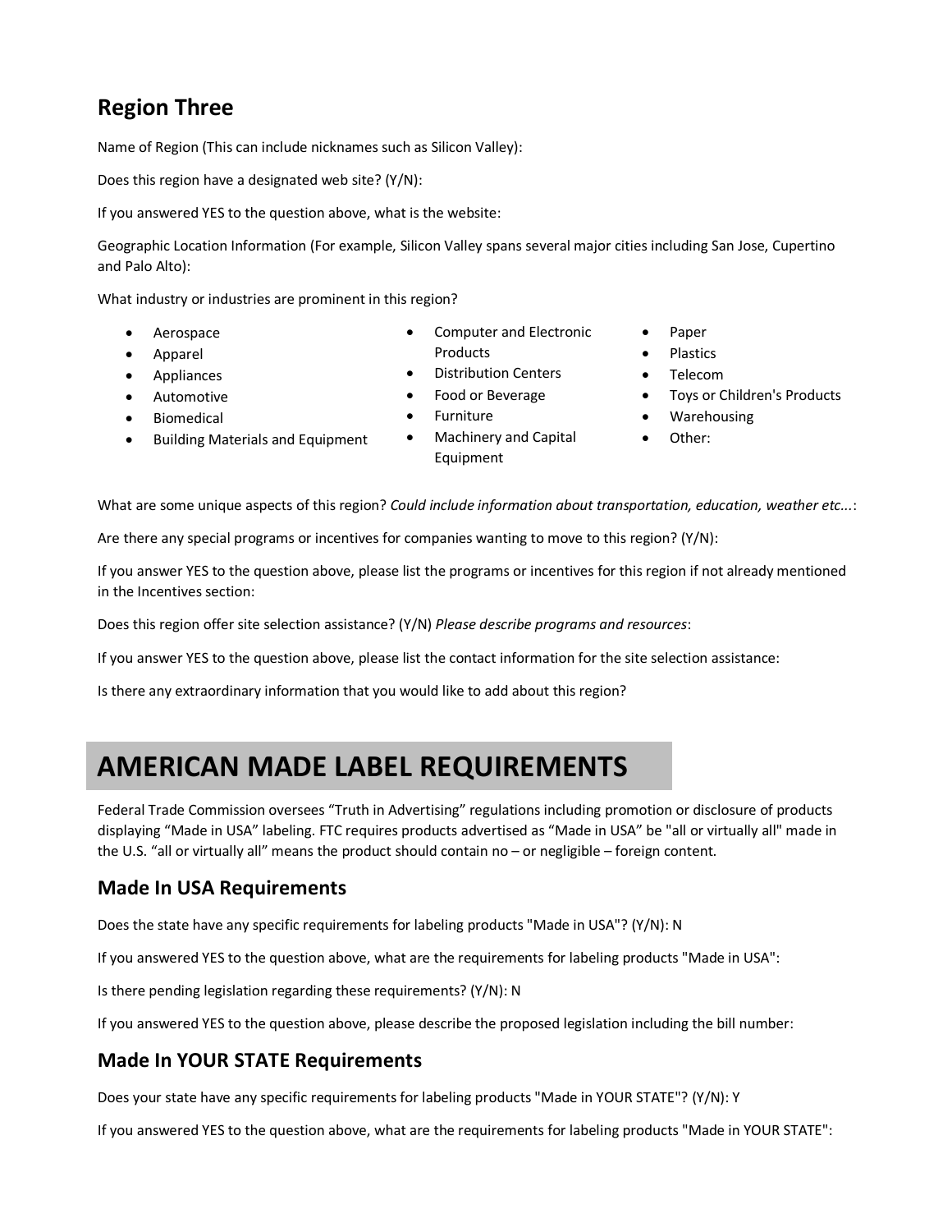## Region Three

Name of Region (This can include nicknames such as Silicon Valley):

Does this region have a designated web site? (Y/N):

If you answered YES to the question above, what is the website:

Geographic Location Information (For example, Silicon Valley spans several major cities including San Jose, Cupertino and Palo Alto):

What industry or industries are prominent in this region?

- Aerospace
- Apparel
- Appliances
- Automotive
- Biomedical
- Building Materials and Equipment
- Computer and Electronic Products
- Distribution Centers
- Food or Beverage
- Furniture
- Machinery and Capital Equipment
- Paper
- Plastics
- Telecom
- Toys or Children's Products
- Warehousing
- Other:

What are some unique aspects of this region? *Could include information about transportation, education, weather etc...*:

Are there any special programs or incentives for companies wanting to move to this region? (Y/N):

If you answer YES to the question above, please list the programs or incentives for this region if not already mentioned in the Incentives section:

Does this region offer site selection assistance? (Y/N) *Please describe programs and resources*:

If you answer YES to the question above, please list the contact information for the site selection assistance:

Is there any extraordinary information that you would like to add about this region?

# AMERICAN MADE LABEL REQUIREMENTS

Federal Trade Commission oversees "Truth in Advertising" regulations including promotion or disclosure of products displaying "Made in USA" labeling. FTC requires products advertised as "Made in USA" be "all or virtually all" made in the U.S. "all or virtually all" means the product should contain no – or negligible – foreign content.

## Made In USA Requirements

Does the state have any specific requirements for labeling products "Made in USA"? (Y/N): N

If you answered YES to the question above, what are the requirements for labeling products "Made in USA":

Is there pending legislation regarding these requirements? (Y/N): N

If you answered YES to the question above, please describe the proposed legislation including the bill number:

## Made In YOUR STATE Requirements

Does your state have any specific requirements for labeling products "Made in YOUR STATE"? (Y/N): Y

If you answered YES to the question above, what are the requirements for labeling products "Made in YOUR STATE":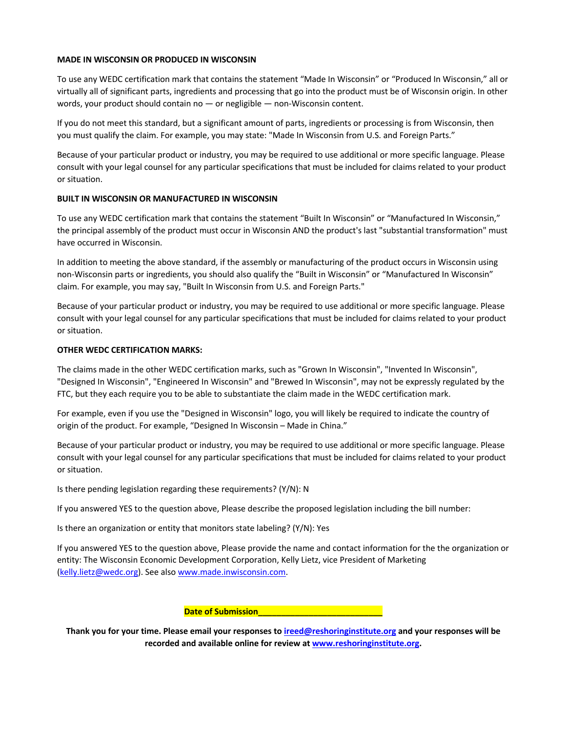**MADE IN WISCONSIN OR PRODUCED IN WISCONSIN**

To use any WEDC certification mark that contains the statement "Made In Wisconsin" or "Produced In Wisconsin," all or virtually all of significant parts, ingredients and processing that go into the product must be of Wisconsin origin. In other words, your product should contain no — or negligible — non-Wisconsin content.

If you do not meet this standard, but a significant amount of parts, ingredients or processing is from Wisconsin, then you must qualify the claim. For example, you may state: "Made In Wisconsin from U.S. and Foreign Parts."

Because of your particular product or industry, you may be required to use additional or more specific language. Please consult with your legal counsel for any particular specifications that must be included for claims related to your product or situation.

**BUILT IN WISCONSIN OR MANUFACTURED IN WISCONSIN**

To use any WEDC certification mark that contains the statement "Built In Wisconsin" or "Manufactured In Wisconsin," the principal assembly of the product must occur in Wisconsin AND the product's last "substantial transformation" must have occurred in Wisconsin.

In addition to meeting the above standard, if the assembly or manufacturing of the product occurs in Wisconsin using non-Wisconsin parts or ingredients, you should also qualify the "Built in Wisconsin" or "Manufactured In Wisconsin" claim. For example, you may say, "Built In Wisconsin from U.S. and Foreign Parts."

Because of your particular product or industry, you may be required to use additional or more specific language. Please consult with your legal counsel for any particular specifications that must be included for claims related to your product or situation.

**OTHER WEDC CERTIFICATION MARKS:**

The claims made in the other WEDC certification marks, such as "Grown In Wisconsin", "Invented In Wisconsin", "Designed In Wisconsin", "Engineered In Wisconsin" and "Brewed In Wisconsin", may not be expressly regulated by the FTC, but they each require you to be able to substantiate the claim made in the WEDC certification mark.

For example, even if you use the "Designed in Wisconsin" logo, you will likely be required to indicate the country of origin of the product. For example, "Designed In Wisconsin – Made in China."

Because of your particular product or industry, you may be required to use additional or more specific language. Please consult with your legal counsel for any particular specifications that must be included for claims related to your product or situation.

Is there pending legislation regarding these requirements? (Y/N): N

If you answered YES to the question above, Please describe the proposed legislation including the bill number:

Is there an organization or entity that monitors state labeling? (Y/N): Yes

If you answered YES to the question above, Please provide the name and contact information for the the organization or entity: The Wisconsin Economic Development Corporation, Kelly Lietz, vice President of Marketing (kelly.lietz@wedc.org). See also www.made.inwisconsin.com.

**Date of Submission___________________________**

**Thank you for your time. Please email your responses to ireed@reshoringinstitute.org and your responses will be recorded and available online for review at www.reshoringinstitute.org.**